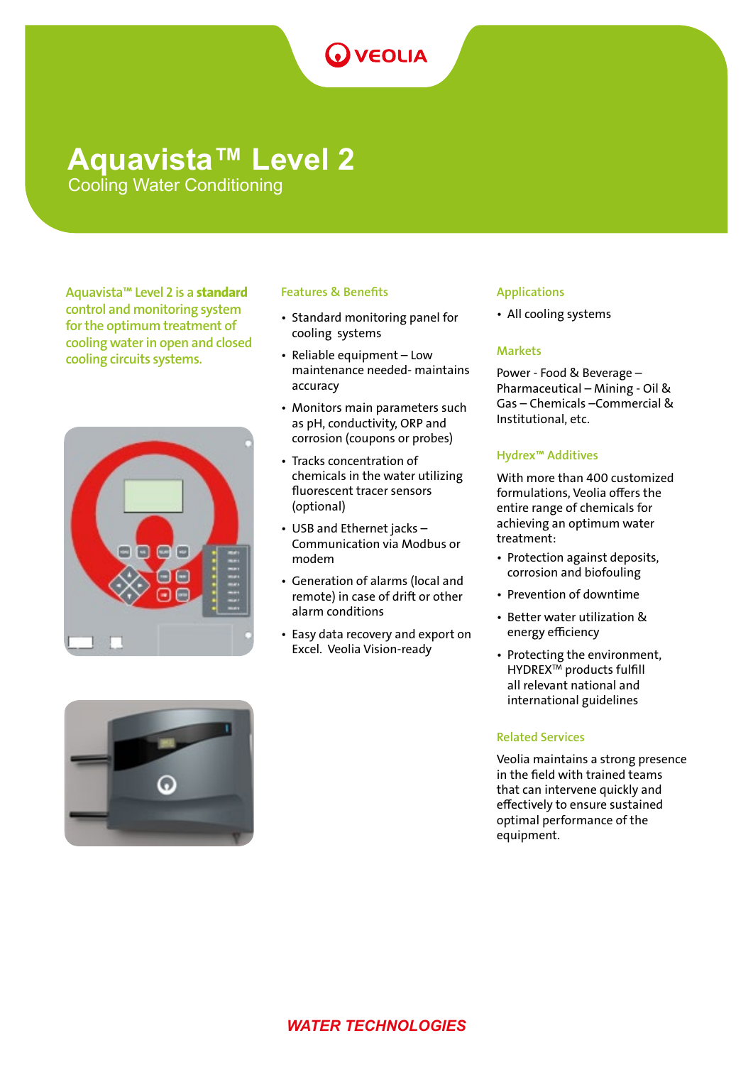VEOLIA

# Aquavista™ Level 2

## Cooling Water Conditioning

Aquavista™ Level 2 is a **standard** control and monitoring system for the optimum treatment of cooling water in open and closed cooling circuits systems.

### Features & Benefits

- Standard monitoring panel for cooling systems
- Reliable equipment – Low maintenance needed- maintains accuracy
- Monitors main parameters such as pH, conductivity, ORP and corrosion (coupons or probes)
- Tracks concentration of chemicals in the water utilizing fluorescent tracer sensors (optional)
- USB and Ethernet jacks – Communication via Modbus or modem
- Generation of alarms (local and remote) in case of drift or other alarm conditions
- Easy data recovery and export on Excel. Veolia Vision-ready

### Applications

- All cooling systems

### Markets

Power - Food & Beverage – Pharmaceutical – Mining - Oil & Gas – Chemicals –Commercial & Institutional, etc.

### Hydrex™ Additives

With more than 400 customized formulations, Veolia offers the entire range of chemicals for achieving an optimum water treatment:

- Protection against deposits, corrosion and biofouling
- Prevention of downtime
- Better water utilization & energy efficiency
- Protecting the environment, HYDREX™ products fulfill all relevant national and international guidelines

### Related Services

Veolia maintains a strong presence in the field with trained teams that can intervene quickly and effectively to ensure sustained optimal performance of the equipment.

*WATER TECHNOLOGIES*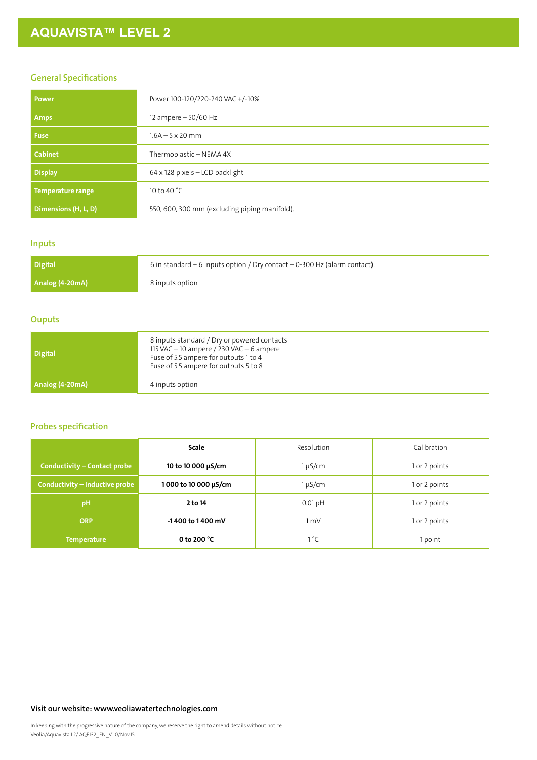# AQUAVISTA™ LEVEL 2

## General Specifications

| | |
|---|---|
| Power | Power 100-120/220-240 VAC +/-10% |
| Amps | 12 ampere – 50/60 Hz |
| Fuse | 1.6A – 5 x 20 mm |
| Cabinet | Thermoplastic – NEMA 4X |
| Display | 64 x 128 pixels – LCD backlight |
| Temperature range | 10 to 40 °C |
| Dimensions (H, L, D) | 550, 600, 300 mm (excluding piping manifold). |

## Inputs

| | |
|---|---|
| Digital | 6 in standard + 6 inputs option / Dry contact – 0-300 Hz (alarm contact). |
| Analog (4-20mA) | 8 inputs option |

## Ouputs

| | |
|---|---|
| Digital | 8 inputs standard / Dry or powered contacts<br>115 VAC – 10 ampere / 230 VAC – 6 ampere<br>Fuse of 5.5 ampere for outputs 1 to 4<br>Fuse of 5.5 ampere for outputs 5 to 8 |
| Analog (4-20mA) | 4 inputs option |

## Probes specification

| | Scale | Resolution | Calibration |
|---|---|---|---|
| Conductivity – Contact probe | **10 to 10 000 µS/cm** | 1 µS/cm | 1 or 2 points |
| Conductivity – Inductive probe | **1 000 to 10 000 µS/cm** | 1 µS/cm | 1 or 2 points |
| pH | **2 to 14** | 0.01 pH | 1 or 2 points |
| ORP | **-1 400 to 1 400 mV** | 1 mV | 1 or 2 points |
| Temperature | **0 to 200 °C** | 1 °C | 1 point |

**Visit our website: www.veoliawatertechnologies.com**

In keeping with the progressive nature of the company, we reserve the right to amend details without notice.
Veolia/Aquavista L2/ AQF132_EN_V1.0/Nov.15